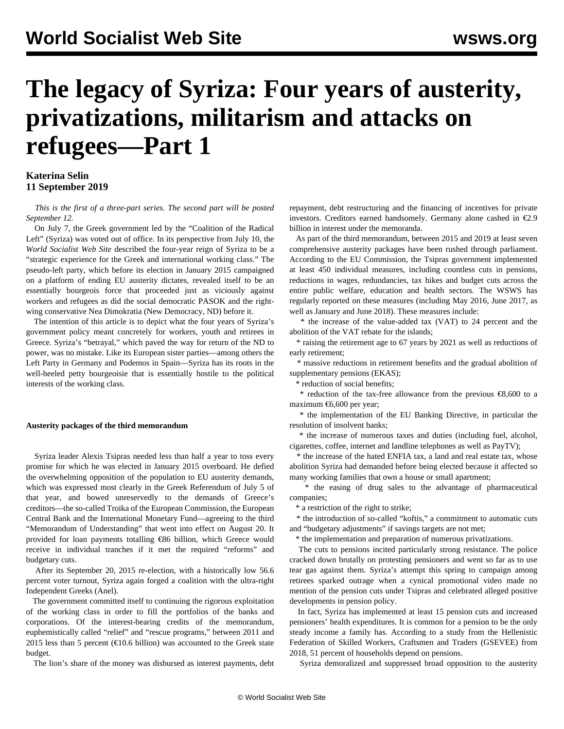# The legacy of Syriza: Four years of austerity, privatizations, militarism and attacks on refugees—Part 1

**Katerina Selin**
**11 September 2019**

*This is the first of a three-part series. The second part will be posted September 12.*

On July 7, the Greek government led by the "Coalition of the Radical Left" (Syriza) was voted out of office. In its perspective from July 10, the *World Socialist Web Site* described the four-year reign of Syriza to be a "strategic experience for the Greek and international working class." The pseudo-left party, which before its election in January 2015 campaigned on a platform of ending EU austerity dictates, revealed itself to be an essentially bourgeois force that proceeded just as viciously against workers and refugees as did the social democratic PASOK and the right-wing conservative Nea Dimokratia (New Democracy, ND) before it.

The intention of this article is to depict what the four years of Syriza's government policy meant concretely for workers, youth and retirees in Greece. Syriza's "betrayal," which paved the way for return of the ND to power, was no mistake. Like its European sister parties—among others the Left Party in Germany and Podemos in Spain—Syriza has its roots in the well-heeled petty bourgeoisie that is essentially hostile to the political interests of the working class.

**Austerity packages of the third memorandum**

Syriza leader Alexis Tsipras needed less than half a year to toss every promise for which he was elected in January 2015 overboard. He defied the overwhelming opposition of the population to EU austerity demands, which was expressed most clearly in the Greek Referendum of July 5 of that year, and bowed unreservedly to the demands of Greece's creditors—the so-called Troika of the European Commission, the European Central Bank and the International Monetary Fund—agreeing to the third "Memorandum of Understanding" that went into effect on August 20. It provided for loan payments totalling €86 billion, which Greece would receive in individual tranches if it met the required "reforms" and budgetary cuts.

After its September 20, 2015 re-election, with a historically low 56.6 percent voter turnout, Syriza again forged a coalition with the ultra-right Independent Greeks (Anel).

The government committed itself to continuing the rigorous exploitation of the working class in order to fill the portfolios of the banks and corporations. Of the interest-bearing credits of the memorandum, euphemistically called "relief" and "rescue programs," between 2011 and 2015 less than 5 percent (€10.6 billion) was accounted to the Greek state budget.

The lion's share of the money was disbursed as interest payments, debt repayment, debt restructuring and the financing of incentives for private investors. Creditors earned handsomely. Germany alone cashed in €2.9 billion in interest under the memoranda.

As part of the third memorandum, between 2015 and 2019 at least seven comprehensive austerity packages have been rushed through parliament. According to the EU Commission, the Tsipras government implemented at least 450 individual measures, including countless cuts in pensions, reductions in wages, redundancies, tax hikes and budget cuts across the entire public welfare, education and health sectors. The WSWS has regularly reported on these measures (including May 2016, June 2017, as well as January and June 2018). These measures include:

* the increase of the value-added tax (VAT) to 24 percent and the abolition of the VAT rebate for the islands;
* raising the retirement age to 67 years by 2021 as well as reductions of early retirement;
* massive reductions in retirement benefits and the gradual abolition of supplementary pensions (EKAS);
* reduction of social benefits;
* reduction of the tax-free allowance from the previous €8,600 to a maximum €6,600 per year;
* the implementation of the EU Banking Directive, in particular the resolution of insolvent banks;
* the increase of numerous taxes and duties (including fuel, alcohol, cigarettes, coffee, internet and landline telephones as well as PayTV);
* the increase of the hated ENFIA tax, a land and real estate tax, whose abolition Syriza had demanded before being elected because it affected so many working families that own a house or small apartment;
* the easing of drug sales to the advantage of pharmaceutical companies;
* a restriction of the right to strike;
* the introduction of so-called "koftis," a commitment to automatic cuts and "budgetary adjustments" if savings targets are not met;
* the implementation and preparation of numerous privatizations.

The cuts to pensions incited particularly strong resistance. The police cracked down brutally on protesting pensioners and went so far as to use tear gas against them. Syriza's attempt this spring to campaign among retirees sparked outrage when a cynical promotional video made no mention of the pension cuts under Tsipras and celebrated alleged positive developments in pension policy.

In fact, Syriza has implemented at least 15 pension cuts and increased pensioners' health expenditures. It is common for a pension to be the only steady income a family has. According to a study from the Hellenistic Federation of Skilled Workers, Craftsmen and Traders (GSEVEE) from 2018, 51 percent of households depend on pensions.

Syriza demoralized and suppressed broad opposition to the austerity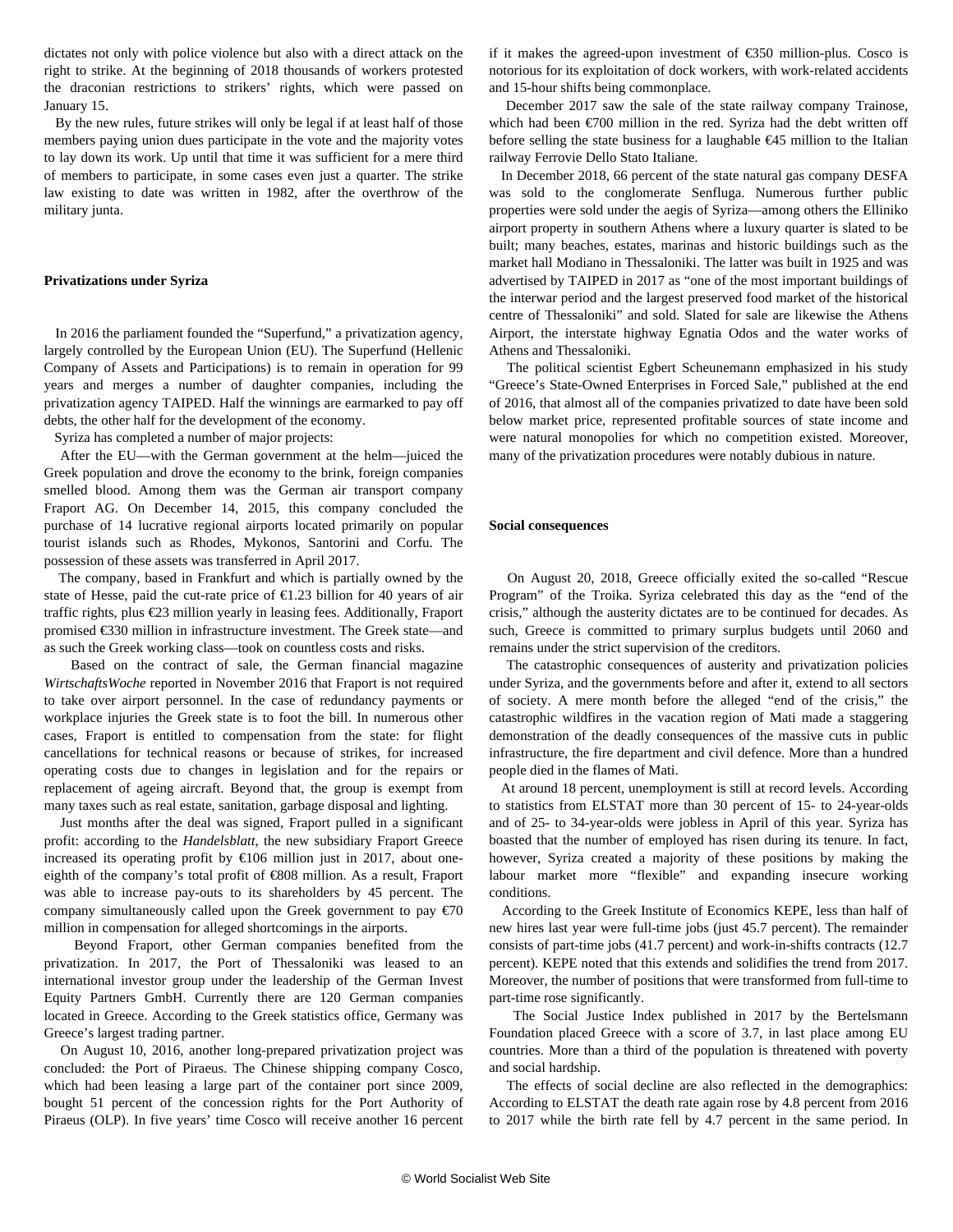dictates not only with police violence but also with a direct attack on the right to strike. At the beginning of 2018 thousands of workers protested the draconian restrictions to strikers' rights, which were passed on January 15.

By the new rules, future strikes will only be legal if at least half of those members paying union dues participate in the vote and the majority votes to lay down its work. Up until that time it was sufficient for a mere third of members to participate, in some cases even just a quarter. The strike law existing to date was written in 1982, after the overthrow of the military junta.

**Privatizations under Syriza**

In 2016 the parliament founded the "Superfund," a privatization agency, largely controlled by the European Union (EU). The Superfund (Hellenic Company of Assets and Participations) is to remain in operation for 99 years and merges a number of daughter companies, including the privatization agency TAIPED. Half the winnings are earmarked to pay off debts, the other half for the development of the economy.

Syriza has completed a number of major projects:

After the EU—with the German government at the helm—juiced the Greek population and drove the economy to the brink, foreign companies smelled blood. Among them was the German air transport company Fraport AG. On December 14, 2015, this company concluded the purchase of 14 lucrative regional airports located primarily on popular tourist islands such as Rhodes, Mykonos, Santorini and Corfu. The possession of these assets was transferred in April 2017.

The company, based in Frankfurt and which is partially owned by the state of Hesse, paid the cut-rate price of €1.23 billion for 40 years of air traffic rights, plus €23 million yearly in leasing fees. Additionally, Fraport promised €330 million in infrastructure investment. The Greek state—and as such the Greek working class—took on countless costs and risks.

Based on the contract of sale, the German financial magazine *WirtschaftsWoche* reported in November 2016 that Fraport is not required to take over airport personnel. In the case of redundancy payments or workplace injuries the Greek state is to foot the bill. In numerous other cases, Fraport is entitled to compensation from the state: for flight cancellations for technical reasons or because of strikes, for increased operating costs due to changes in legislation and for the repairs or replacement of ageing aircraft. Beyond that, the group is exempt from many taxes such as real estate, sanitation, garbage disposal and lighting.

Just months after the deal was signed, Fraport pulled in a significant profit: according to the *Handelsblatt*, the new subsidiary Fraport Greece increased its operating profit by €106 million just in 2017, about one-eighth of the company's total profit of €808 million. As a result, Fraport was able to increase pay-outs to its shareholders by 45 percent. The company simultaneously called upon the Greek government to pay €70 million in compensation for alleged shortcomings in the airports.

Beyond Fraport, other German companies benefited from the privatization. In 2017, the Port of Thessaloniki was leased to an international investor group under the leadership of the German Invest Equity Partners GmbH. Currently there are 120 German companies located in Greece. According to the Greek statistics office, Germany was Greece's largest trading partner.

On August 10, 2016, another long-prepared privatization project was concluded: the Port of Piraeus. The Chinese shipping company Cosco, which had been leasing a large part of the container port since 2009, bought 51 percent of the concession rights for the Port Authority of Piraeus (OLP). In five years' time Cosco will receive another 16 percent if it makes the agreed-upon investment of €350 million-plus. Cosco is notorious for its exploitation of dock workers, with work-related accidents and 15-hour shifts being commonplace.

December 2017 saw the sale of the state railway company Trainose, which had been €700 million in the red. Syriza had the debt written off before selling the state business for a laughable €45 million to the Italian railway Ferrovie Dello Stato Italiane.

In December 2018, 66 percent of the state natural gas company DESFA was sold to the conglomerate Senfluga. Numerous further public properties were sold under the aegis of Syriza—among others the Elliniko airport property in southern Athens where a luxury quarter is slated to be built; many beaches, estates, marinas and historic buildings such as the market hall Modiano in Thessaloniki. The latter was built in 1925 and was advertised by TAIPED in 2017 as "one of the most important buildings of the interwar period and the largest preserved food market of the historical centre of Thessaloniki" and sold. Slated for sale are likewise the Athens Airport, the interstate highway Egnatia Odos and the water works of Athens and Thessaloniki.

The political scientist Egbert Scheunemann emphasized in his study "Greece's State-Owned Enterprises in Forced Sale," published at the end of 2016, that almost all of the companies privatized to date have been sold below market price, represented profitable sources of state income and were natural monopolies for which no competition existed. Moreover, many of the privatization procedures were notably dubious in nature.

**Social consequences**

On August 20, 2018, Greece officially exited the so-called "Rescue Program" of the Troika. Syriza celebrated this day as the "end of the crisis," although the austerity dictates are to be continued for decades. As such, Greece is committed to primary surplus budgets until 2060 and remains under the strict supervision of the creditors.

The catastrophic consequences of austerity and privatization policies under Syriza, and the governments before and after it, extend to all sectors of society. A mere month before the alleged "end of the crisis," the catastrophic wildfires in the vacation region of Mati made a staggering demonstration of the deadly consequences of the massive cuts in public infrastructure, the fire department and civil defence. More than a hundred people died in the flames of Mati.

At around 18 percent, unemployment is still at record levels. According to statistics from ELSTAT more than 30 percent of 15- to 24-year-olds and of 25- to 34-year-olds were jobless in April of this year. Syriza has boasted that the number of employed has risen during its tenure. In fact, however, Syriza created a majority of these positions by making the labour market more "flexible" and expanding insecure working conditions.

According to the Greek Institute of Economics KEPE, less than half of new hires last year were full-time jobs (just 45.7 percent). The remainder consists of part-time jobs (41.7 percent) and work-in-shifts contracts (12.7 percent). KEPE noted that this extends and solidifies the trend from 2017. Moreover, the number of positions that were transformed from full-time to part-time rose significantly.

The Social Justice Index published in 2017 by the Bertelsmann Foundation placed Greece with a score of 3.7, in last place among EU countries. More than a third of the population is threatened with poverty and social hardship.

The effects of social decline are also reflected in the demographics: According to ELSTAT the death rate again rose by 4.8 percent from 2016 to 2017 while the birth rate fell by 4.7 percent in the same period. In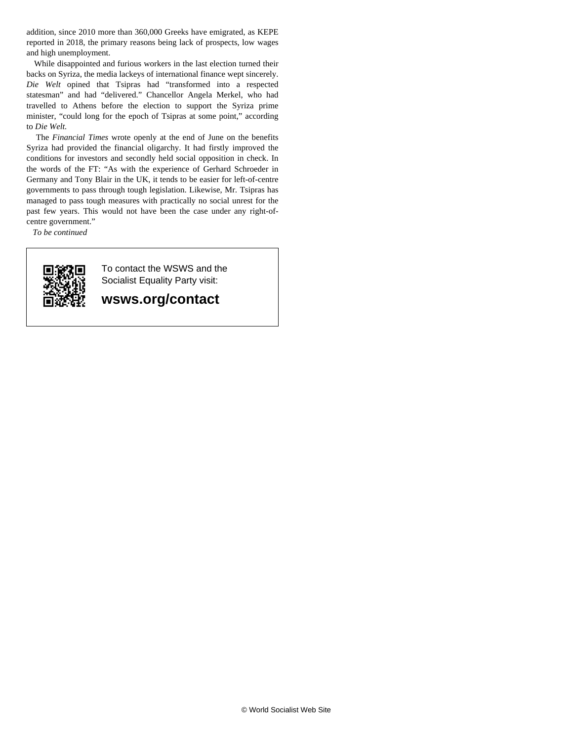addition, since 2010 more than 360,000 Greeks have emigrated, as KEPE reported in 2018, the primary reasons being lack of prospects, low wages and high unemployment.

While disappointed and furious workers in the last election turned their backs on Syriza, the media lackeys of international finance wept sincerely. *Die Welt* opined that Tsipras had "transformed into a respected statesman" and had "delivered." Chancellor Angela Merkel, who had travelled to Athens before the election to support the Syriza prime minister, "could long for the epoch of Tsipras at some point," according to *Die Welt.*

The *Financial Times* wrote openly at the end of June on the benefits Syriza had provided the financial oligarchy. It had firstly improved the conditions for investors and secondly held social opposition in check. In the words of the FT: "As with the experience of Gerhard Schroeder in Germany and Tony Blair in the UK, it tends to be easier for left-of-centre governments to pass through tough legislation. Likewise, Mr. Tsipras has managed to pass tough measures with practically no social unrest for the past few years. This would not have been the case under any right-of-centre government."

*To be continued*

To contact the WSWS and the Socialist Equality Party visit:

**wsws.org/contact**